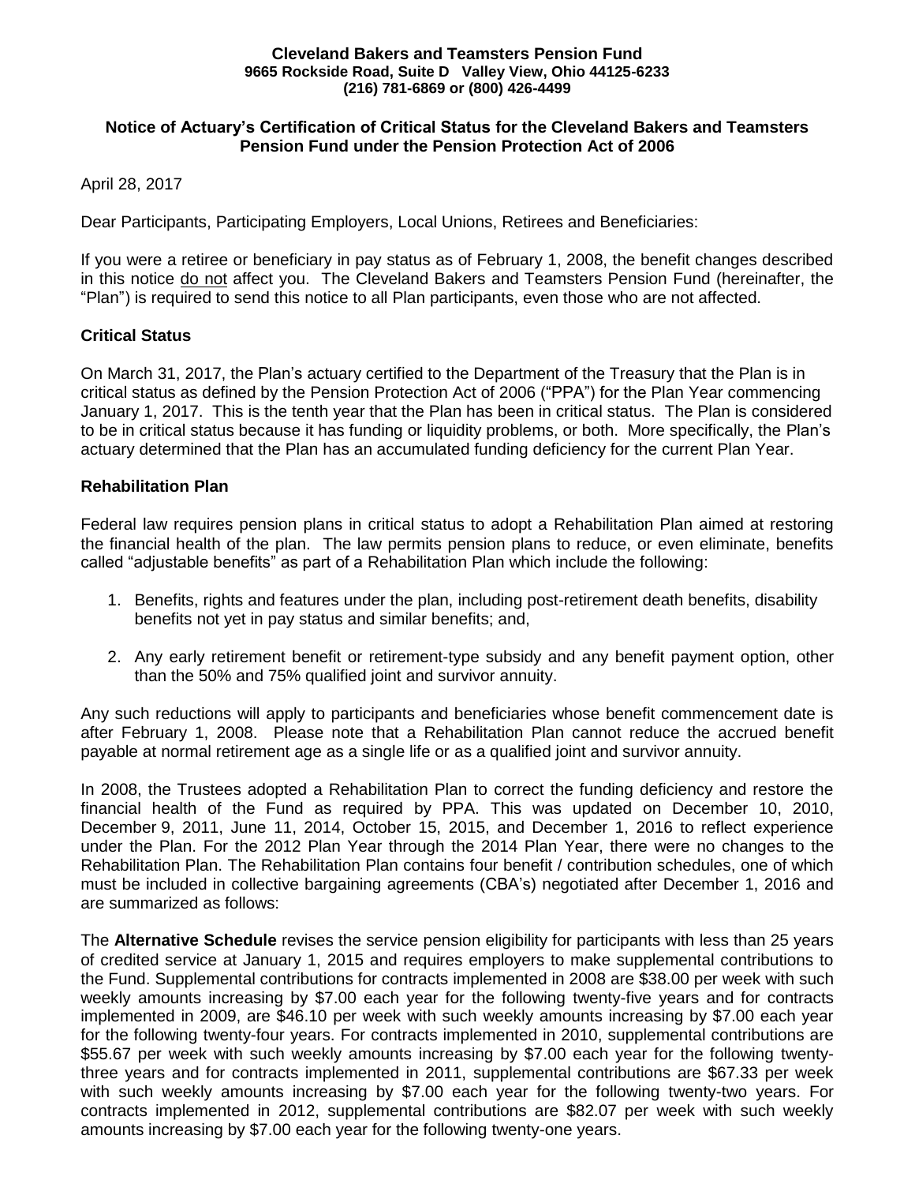**Cleveland Bakers and Teamsters Pension Fund**
**9665 Rockside Road, Suite D Valley View, Ohio 44125-6233**
**(216) 781-6869 or (800) 426-4499**

## Notice of Actuary's Certification of Critical Status for the Cleveland Bakers and Teamsters Pension Fund under the Pension Protection Act of 2006

April 28, 2017

Dear Participants, Participating Employers, Local Unions, Retirees and Beneficiaries:

If you were a retiree or beneficiary in pay status as of February 1, 2008, the benefit changes described in this notice do not affect you. The Cleveland Bakers and Teamsters Pension Fund (hereinafter, the "Plan") is required to send this notice to all Plan participants, even those who are not affected.

### Critical Status

On March 31, 2017, the Plan's actuary certified to the Department of the Treasury that the Plan is in critical status as defined by the Pension Protection Act of 2006 ("PPA") for the Plan Year commencing January 1, 2017. This is the tenth year that the Plan has been in critical status. The Plan is considered to be in critical status because it has funding or liquidity problems, or both. More specifically, the Plan's actuary determined that the Plan has an accumulated funding deficiency for the current Plan Year.

### Rehabilitation Plan

Federal law requires pension plans in critical status to adopt a Rehabilitation Plan aimed at restoring the financial health of the plan. The law permits pension plans to reduce, or even eliminate, benefits called "adjustable benefits" as part of a Rehabilitation Plan which include the following:

1. Benefits, rights and features under the plan, including post-retirement death benefits, disability benefits not yet in pay status and similar benefits; and,

2. Any early retirement benefit or retirement-type subsidy and any benefit payment option, other than the 50% and 75% qualified joint and survivor annuity.

Any such reductions will apply to participants and beneficiaries whose benefit commencement date is after February 1, 2008. Please note that a Rehabilitation Plan cannot reduce the accrued benefit payable at normal retirement age as a single life or as a qualified joint and survivor annuity.

In 2008, the Trustees adopted a Rehabilitation Plan to correct the funding deficiency and restore the financial health of the Fund as required by PPA. This was updated on December 10, 2010, December 9, 2011, June 11, 2014, October 15, 2015, and December 1, 2016 to reflect experience under the Plan. For the 2012 Plan Year through the 2014 Plan Year, there were no changes to the Rehabilitation Plan. The Rehabilitation Plan contains four benefit / contribution schedules, one of which must be included in collective bargaining agreements (CBA's) negotiated after December 1, 2016 and are summarized as follows:

The **Alternative Schedule** revises the service pension eligibility for participants with less than 25 years of credited service at January 1, 2015 and requires employers to make supplemental contributions to the Fund. Supplemental contributions for contracts implemented in 2008 are $38.00 per week with such weekly amounts increasing by $7.00 each year for the following twenty-five years and for contracts implemented in 2009, are $46.10 per week with such weekly amounts increasing by $7.00 each year for the following twenty-four years. For contracts implemented in 2010, supplemental contributions are $55.67 per week with such weekly amounts increasing by $7.00 each year for the following twenty-three years and for contracts implemented in 2011, supplemental contributions are $67.33 per week with such weekly amounts increasing by $7.00 each year for the following twenty-two years. For contracts implemented in 2012, supplemental contributions are $82.07 per week with such weekly amounts increasing by $7.00 each year for the following twenty-one years.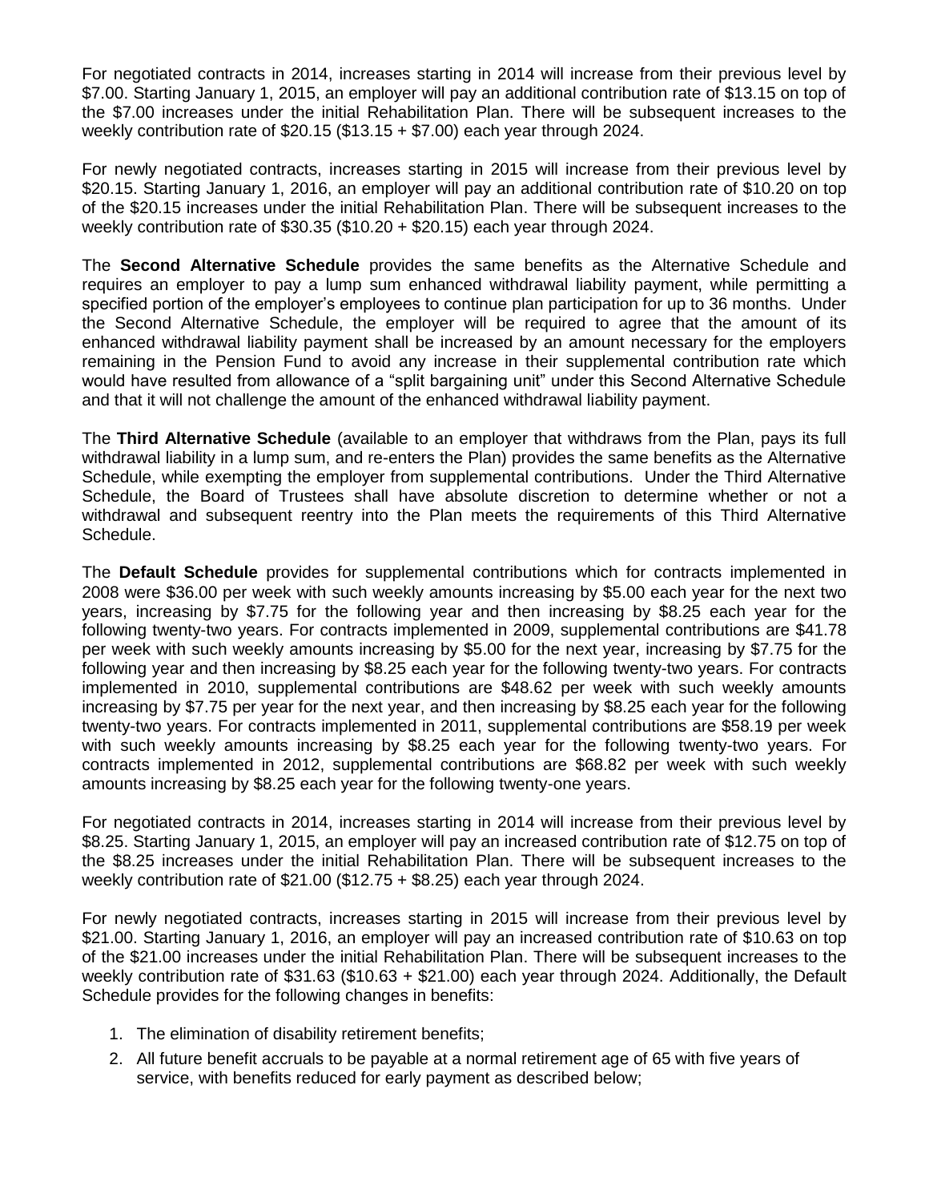For negotiated contracts in 2014, increases starting in 2014 will increase from their previous level by $7.00. Starting January 1, 2015, an employer will pay an additional contribution rate of $13.15 on top of the $7.00 increases under the initial Rehabilitation Plan. There will be subsequent increases to the weekly contribution rate of $20.15 ($13.15 + $7.00) each year through 2024.

For newly negotiated contracts, increases starting in 2015 will increase from their previous level by $20.15. Starting January 1, 2016, an employer will pay an additional contribution rate of $10.20 on top of the $20.15 increases under the initial Rehabilitation Plan. There will be subsequent increases to the weekly contribution rate of $30.35 ($10.20 + $20.15) each year through 2024.

The **Second Alternative Schedule** provides the same benefits as the Alternative Schedule and requires an employer to pay a lump sum enhanced withdrawal liability payment, while permitting a specified portion of the employer's employees to continue plan participation for up to 36 months. Under the Second Alternative Schedule, the employer will be required to agree that the amount of its enhanced withdrawal liability payment shall be increased by an amount necessary for the employers remaining in the Pension Fund to avoid any increase in their supplemental contribution rate which would have resulted from allowance of a "split bargaining unit" under this Second Alternative Schedule and that it will not challenge the amount of the enhanced withdrawal liability payment.

The **Third Alternative Schedule** (available to an employer that withdraws from the Plan, pays its full withdrawal liability in a lump sum, and re-enters the Plan) provides the same benefits as the Alternative Schedule, while exempting the employer from supplemental contributions. Under the Third Alternative Schedule, the Board of Trustees shall have absolute discretion to determine whether or not a withdrawal and subsequent reentry into the Plan meets the requirements of this Third Alternative Schedule.

The **Default Schedule** provides for supplemental contributions which for contracts implemented in 2008 were $36.00 per week with such weekly amounts increasing by $5.00 each year for the next two years, increasing by $7.75 for the following year and then increasing by $8.25 each year for the following twenty-two years. For contracts implemented in 2009, supplemental contributions are $41.78 per week with such weekly amounts increasing by $5.00 for the next year, increasing by $7.75 for the following year and then increasing by $8.25 each year for the following twenty-two years. For contracts implemented in 2010, supplemental contributions are $48.62 per week with such weekly amounts increasing by $7.75 per year for the next year, and then increasing by $8.25 each year for the following twenty-two years. For contracts implemented in 2011, supplemental contributions are $58.19 per week with such weekly amounts increasing by $8.25 each year for the following twenty-two years. For contracts implemented in 2012, supplemental contributions are $68.82 per week with such weekly amounts increasing by $8.25 each year for the following twenty-one years.

For negotiated contracts in 2014, increases starting in 2014 will increase from their previous level by $8.25. Starting January 1, 2015, an employer will pay an increased contribution rate of $12.75 on top of the $8.25 increases under the initial Rehabilitation Plan. There will be subsequent increases to the weekly contribution rate of $21.00 ($12.75 + $8.25) each year through 2024.

For newly negotiated contracts, increases starting in 2015 will increase from their previous level by $21.00. Starting January 1, 2016, an employer will pay an increased contribution rate of $10.63 on top of the $21.00 increases under the initial Rehabilitation Plan. There will be subsequent increases to the weekly contribution rate of $31.63 ($10.63 + $21.00) each year through 2024. Additionally, the Default Schedule provides for the following changes in benefits:

1. The elimination of disability retirement benefits;
2. All future benefit accruals to be payable at a normal retirement age of 65 with five years of service, with benefits reduced for early payment as described below;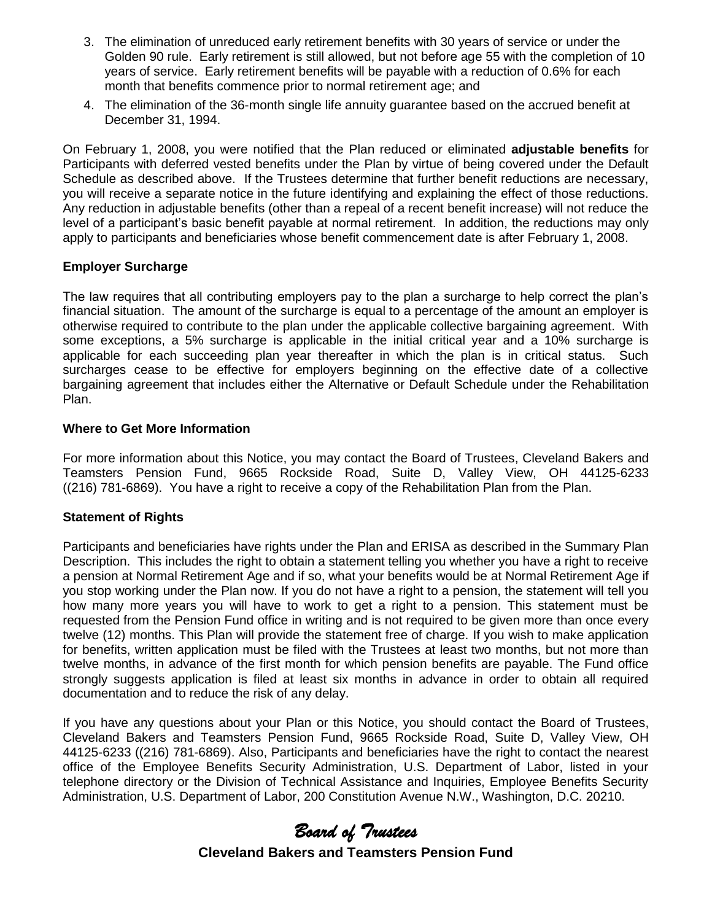3. The elimination of unreduced early retirement benefits with 30 years of service or under the Golden 90 rule. Early retirement is still allowed, but not before age 55 with the completion of 10 years of service. Early retirement benefits will be payable with a reduction of 0.6% for each month that benefits commence prior to normal retirement age; and
4. The elimination of the 36-month single life annuity guarantee based on the accrued benefit at December 31, 1994.

On February 1, 2008, you were notified that the Plan reduced or eliminated **adjustable benefits** for Participants with deferred vested benefits under the Plan by virtue of being covered under the Default Schedule as described above. If the Trustees determine that further benefit reductions are necessary, you will receive a separate notice in the future identifying and explaining the effect of those reductions. Any reduction in adjustable benefits (other than a repeal of a recent benefit increase) will not reduce the level of a participant's basic benefit payable at normal retirement. In addition, the reductions may only apply to participants and beneficiaries whose benefit commencement date is after February 1, 2008.

**Employer Surcharge**

The law requires that all contributing employers pay to the plan a surcharge to help correct the plan's financial situation. The amount of the surcharge is equal to a percentage of the amount an employer is otherwise required to contribute to the plan under the applicable collective bargaining agreement. With some exceptions, a 5% surcharge is applicable in the initial critical year and a 10% surcharge is applicable for each succeeding plan year thereafter in which the plan is in critical status. Such surcharges cease to be effective for employers beginning on the effective date of a collective bargaining agreement that includes either the Alternative or Default Schedule under the Rehabilitation Plan.

**Where to Get More Information**

For more information about this Notice, you may contact the Board of Trustees, Cleveland Bakers and Teamsters Pension Fund, 9665 Rockside Road, Suite D, Valley View, OH 44125-6233 ((216) 781-6869). You have a right to receive a copy of the Rehabilitation Plan from the Plan.

**Statement of Rights**

Participants and beneficiaries have rights under the Plan and ERISA as described in the Summary Plan Description. This includes the right to obtain a statement telling you whether you have a right to receive a pension at Normal Retirement Age and if so, what your benefits would be at Normal Retirement Age if you stop working under the Plan now. If you do not have a right to a pension, the statement will tell you how many more years you will have to work to get a right to a pension. This statement must be requested from the Pension Fund office in writing and is not required to be given more than once every twelve (12) months. This Plan will provide the statement free of charge. If you wish to make application for benefits, written application must be filed with the Trustees at least two months, but not more than twelve months, in advance of the first month for which pension benefits are payable. The Fund office strongly suggests application is filed at least six months in advance in order to obtain all required documentation and to reduce the risk of any delay.

If you have any questions about your Plan or this Notice, you should contact the Board of Trustees, Cleveland Bakers and Teamsters Pension Fund, 9665 Rockside Road, Suite D, Valley View, OH 44125-6233 ((216) 781-6869). Also, Participants and beneficiaries have the right to contact the nearest office of the Employee Benefits Security Administration, U.S. Department of Labor, listed in your telephone directory or the Division of Technical Assistance and Inquiries, Employee Benefits Security Administration, U.S. Department of Labor, 200 Constitution Avenue N.W., Washington, D.C. 20210.

*Board of Trustees*

**Cleveland Bakers and Teamsters Pension Fund**